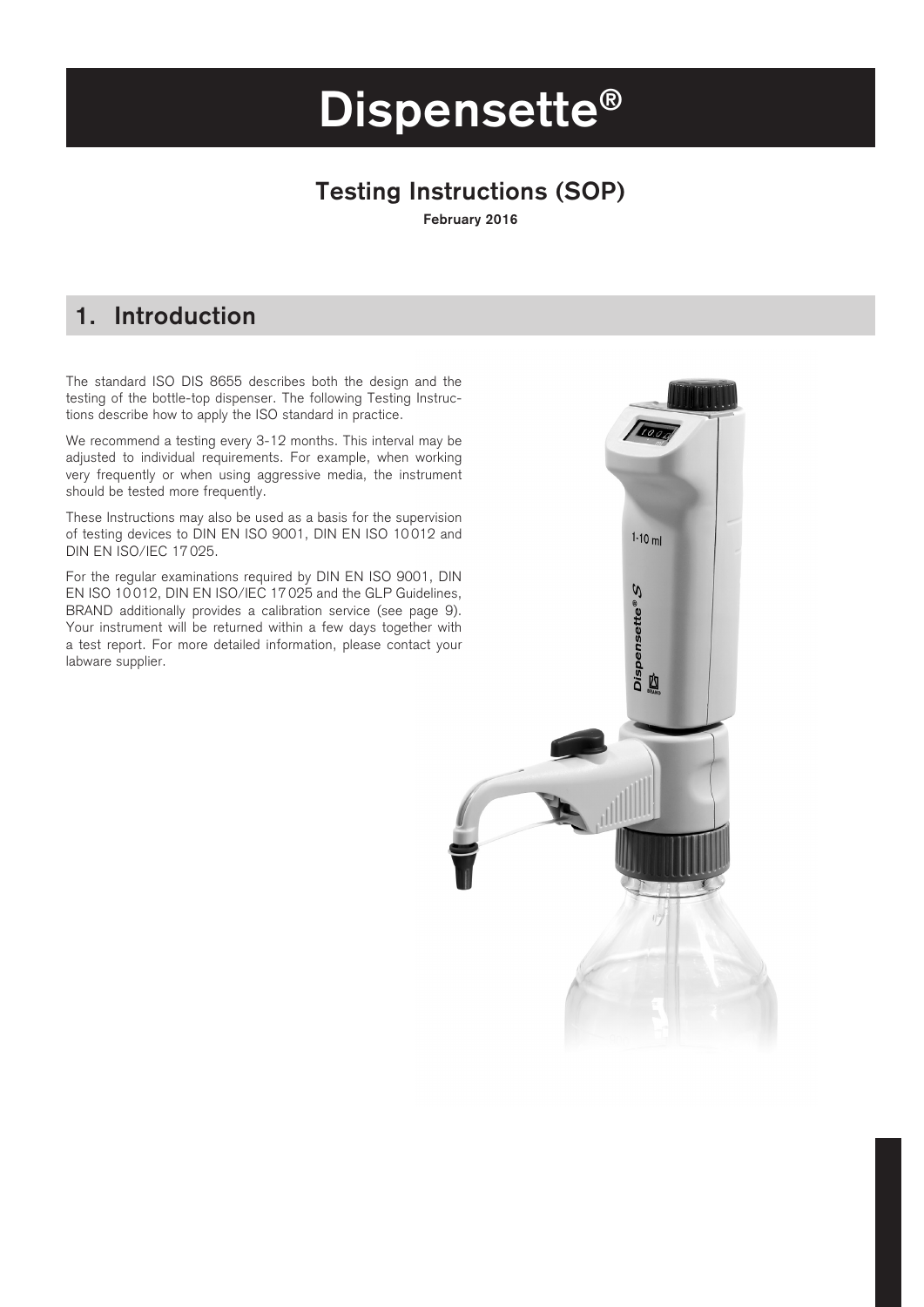# Dispensette®

## Testing Instructions (SOP)

**February 2016**

## 1. Introduction

The standard ISO DIS 8655 describes both the design and the testing of the bottle-top dispenser. The following Testing Instructions describe how to apply the ISO standard in practice.

We recommend a testing every 3-12 months. This interval may be adjusted to individual requirements. For example, when working very frequently or when using aggressive media, the instrument should be tested more frequently.

These Instructions may also be used as a basis for the supervision of testing devices to DIN EN ISO 9001, DIN EN ISO 10012 and DIN EN ISO/IEC 17025.

For the regular examinations required by DIN EN ISO 9001, DIN EN ISO 10012, DIN EN ISO/IEC 17025 and the GLP Guidelines, BRAND additionally provides a calibration service (see page 9). Your instrument will be returned within a few days together with a test report. For more detailed information, please contact your labware supplier.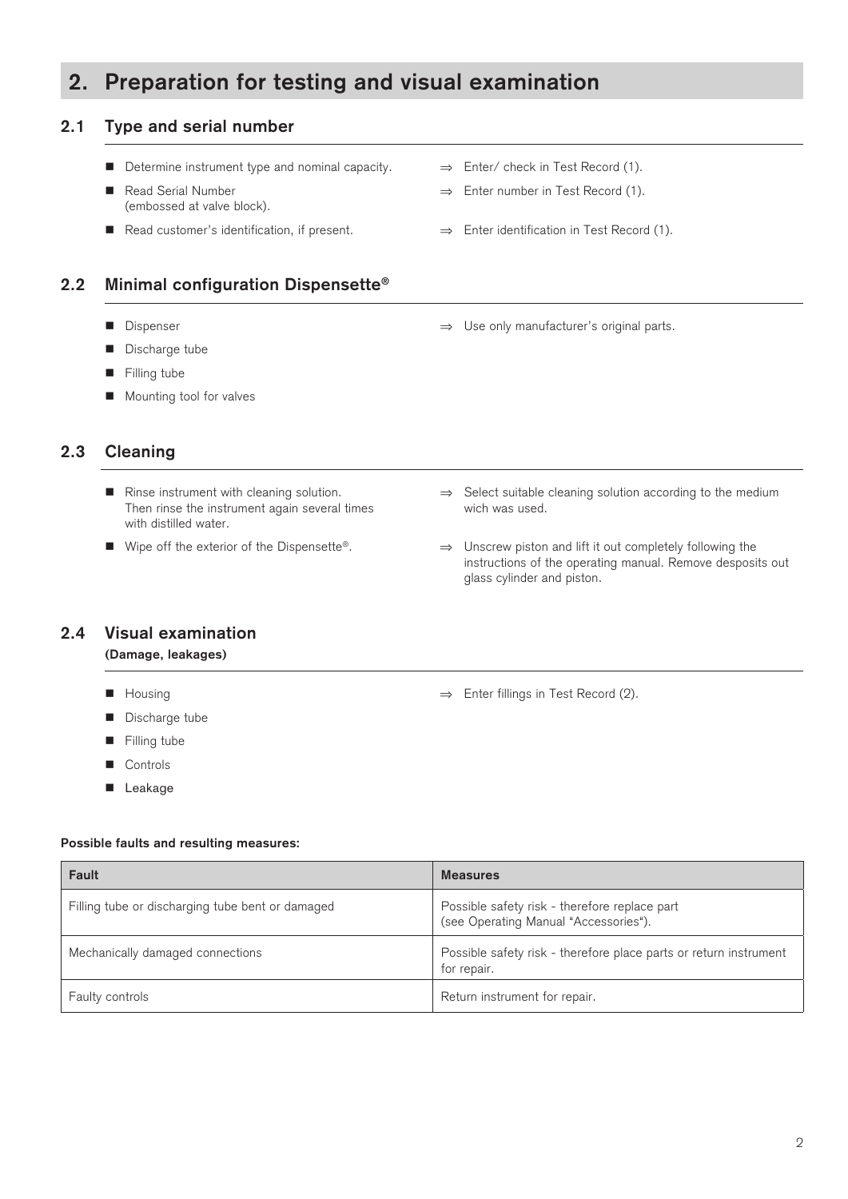# 2. Preparation for testing and visual examination

## 2.1 Type and serial number

- Determine instrument type and nominal capacity. ⇒ Enter/ check in Test Record (1).
- Read Serial Number (embossed at valve block). ⇒ Enter number in Test Record (1).
- Read customer's identification, if present. ⇒ Enter identification in Test Record (1).

## 2.2 Minimal configuration Dispensette®

- Dispenser ⇒ Use only manufacturer's original parts.
- Discharge tube
- Filling tube
- Mounting tool for valves

## 2.3 Cleaning

- Rinse instrument with cleaning solution. Then rinse the instrument again several times with distilled water. ⇒ Select suitable cleaning solution according to the medium wich was used.
- Wipe off the exterior of the Dispensette®. ⇒ Unscrew piston and lift it out completely following the instructions of the operating manual. Remove desposits out glass cylinder and piston.

## 2.4 Visual examination

**(Damage, leakages)**

- Housing ⇒ Enter fillings in Test Record (2).
- Discharge tube
- Filling tube
- Controls
- Leakage

**Possible faults and resulting measures:**

| Fault | Measures |
|---|---|
| Filling tube or discharging tube bent or damaged | Possible safety risk - therefore replace part (see Operating Manual "Accessories"). |
| Mechanically damaged connections | Possible safety risk - therefore place parts or return instrument for repair. |
| Faulty controls | Return instrument for repair. |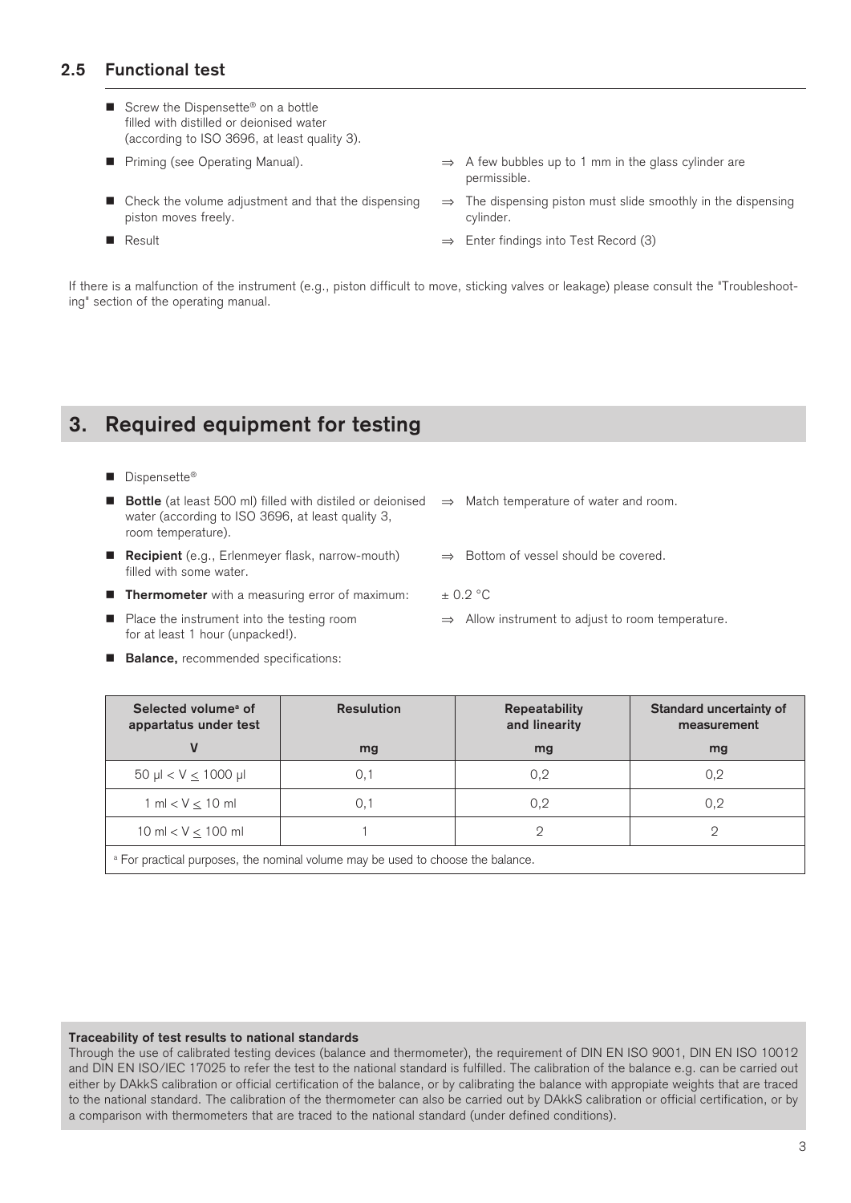## 2.5 Functional test

- Screw the Dispensette® on a bottle filled with distilled or deionised water (according to ISO 3696, at least quality 3).
- Priming (see Operating Manual). ⇒ A few bubbles up to 1 mm in the glass cylinder are permissible.
- Check the volume adjustment and that the dispensing piston moves freely. ⇒ The dispensing piston must slide smoothly in the dispensing cylinder.
- Result ⇒ Enter findings into Test Record (3)

If there is a malfunction of the instrument (e.g., piston difficult to move, sticking valves or leakage) please consult the "Troubleshooting" section of the operating manual.

# 3. Required equipment for testing

- Dispensette®
- **Bottle** (at least 500 ml) filled with distiled or deionised water (according to ISO 3696, at least quality 3, room temperature). ⇒ Match temperature of water and room.
- **Recipient** (e.g., Erlenmeyer flask, narrow-mouth) filled with some water. ⇒ Bottom of vessel should be covered.
- **Thermometer** with a measuring error of maximum: ± 0.2 °C
- Place the instrument into the testing room for at least 1 hour (unpacked!). ⇒ Allow instrument to adjust to room temperature.
- **Balance,** recommended specifications:

| Selected volume[a] of appartatus under test | Resulution | Repeatability and linearity | Standard uncertainty of measurement |
|---|---|---|---|
| V | mg | mg | mg |
| 50 µl < V ≤ 1000 µl | 0,1 | 0,2 | 0,2 |
| 1 ml < V ≤ 10 ml | 0,1 | 0,2 | 0,2 |
| 10 ml < V ≤ 100 ml | 1 | 2 | 2 |

[a] For practical purposes, the nominal volume may be used to choose the balance.

**Traceability of test results to national standards**
Through the use of calibrated testing devices (balance and thermometer), the requirement of DIN EN ISO 9001, DIN EN ISO 10012 and DIN EN ISO/IEC 17025 to refer the test to the national standard is fulfilled. The calibration of the balance e.g. can be carried out either by DAkkS calibration or official certification of the balance, or by calibrating the balance with appropiate weights that are traced to the national standard. The calibration of the thermometer can also be carried out by DAkkS calibration or official certification, or by a comparison with thermometers that are traced to the national standard (under defined conditions).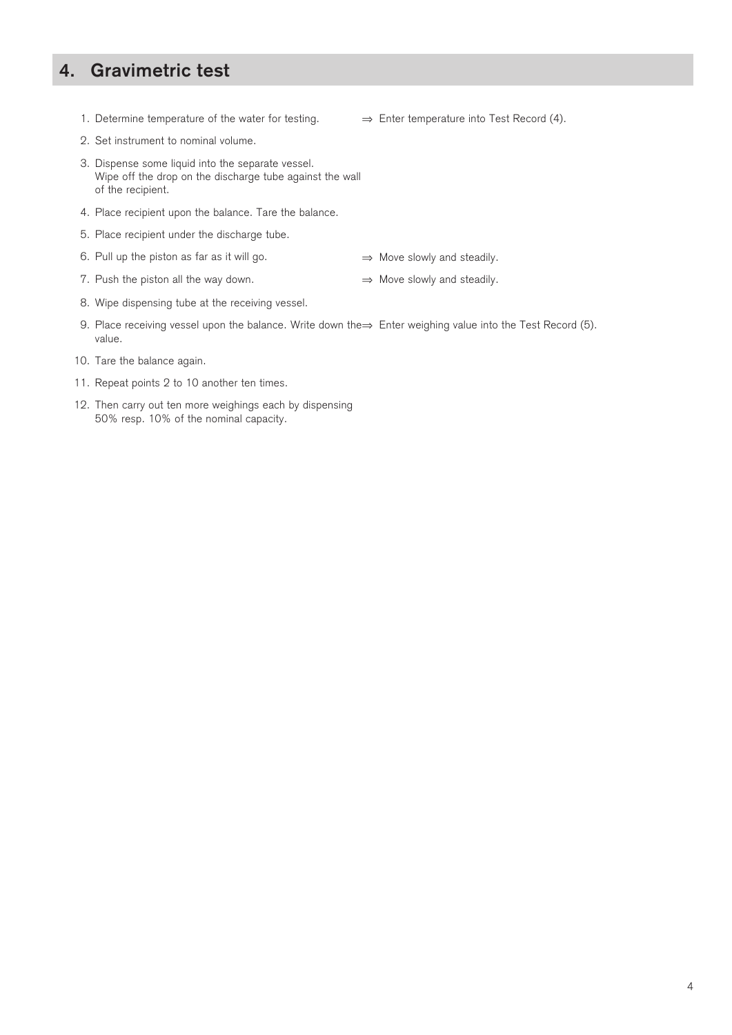## 4. Gravimetric test

1. Determine temperature of the water for testing. ⇒ Enter temperature into Test Record (4).
2. Set instrument to nominal volume.
3. Dispense some liquid into the separate vessel. Wipe off the drop on the discharge tube against the wall of the recipient.
4. Place recipient upon the balance. Tare the balance.
5. Place recipient under the discharge tube.
6. Pull up the piston as far as it will go. ⇒ Move slowly and steadily.
7. Push the piston all the way down. ⇒ Move slowly and steadily.
8. Wipe dispensing tube at the receiving vessel.
9. Place receiving vessel upon the balance. Write down the value. ⇒ Enter weighing value into the Test Record (5).
10. Tare the balance again.
11. Repeat points 2 to 10 another ten times.
12. Then carry out ten more weighings each by dispensing 50% resp. 10% of the nominal capacity.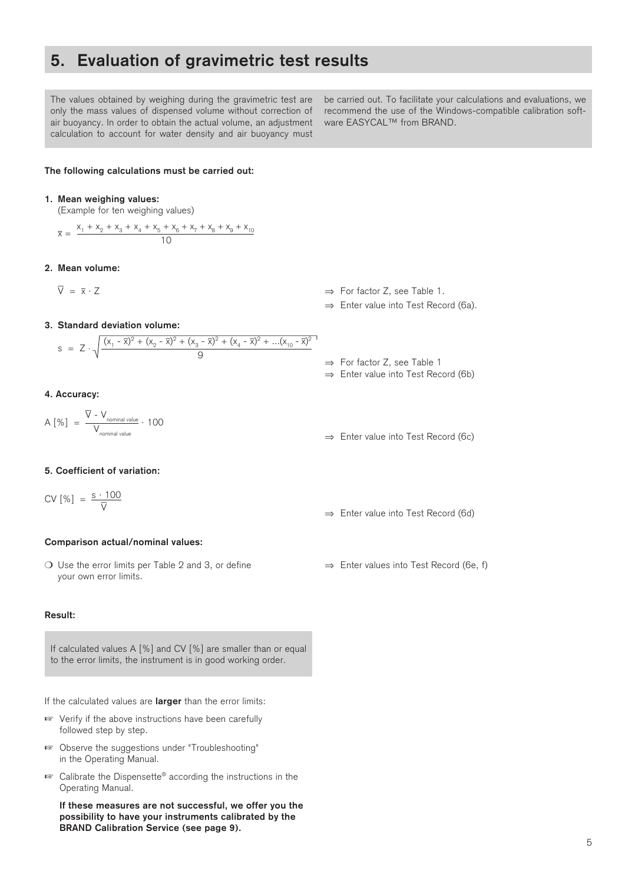## 5. Evaluation of gravimetric test results

The values obtained by weighing during the gravimetric test are only the mass values of dispensed volume without correction of air buoyancy. In order to obtain the actual volume, an adjustment calculation to account for water density and air buoyancy must be carried out. To facilitate your calculations and evaluations, we recommend the use of the Windows-compatible calibration software EASYCAL™ from BRAND.

**The following calculations must be carried out:**

**1. Mean weighing values:**
(Example for ten weighing values)

$$\bar{x} = \frac{x_1 + x_2 + x_3 + x_4 + x_5 + x_6 + x_7 + x_8 + x_9 + x_{10}}{10}$$

**2. Mean volume:**

$$\bar{V} = \bar{x} \cdot Z$$

⇒ For factor Z, see Table 1.
⇒ Enter value into Test Record (6a).

**3. Standard deviation volume:**

$$s = Z \cdot \sqrt{\frac{(x_1 - \bar{x})^2 + (x_2 - \bar{x})^2 + (x_3 - \bar{x})^2 + (x_4 - \bar{x})^2 + ...(x_{10} - \bar{x})^2}{9}}$$

⇒ For factor Z, see Table 1
⇒ Enter value into Test Record (6b)

**4. Accuracy:**

$$A\,[\%] = \frac{\bar{V} - V_{\text{nominal value}}}{V_{\text{nominal value}}} \cdot 100$$

⇒ Enter value into Test Record (6c)

**5. Coefficient of variation:**

$$CV\,[\%] = \frac{s \cdot 100}{\bar{V}}$$

⇒ Enter value into Test Record (6d)

**Comparison actual/nominal values:**

❍ Use the error limits per Table 2 and 3, or define your own error limits.

⇒ Enter values into Test Record (6e, f)

**Result:**

If calculated values A [%] and CV [%] are smaller than or equal to the error limits, the instrument is in good working order.

If the calculated values are **larger** than the error limits:

☞ Verify if the above instructions have been carefully followed step by step.

☞ Observe the suggestions under "Troubleshooting" in the Operating Manual.

☞ Calibrate the Dispensette® according the instructions in the Operating Manual.

**If these measures are not successful, we offer you the possibility to have your instruments calibrated by the BRAND Calibration Service (see page 9).**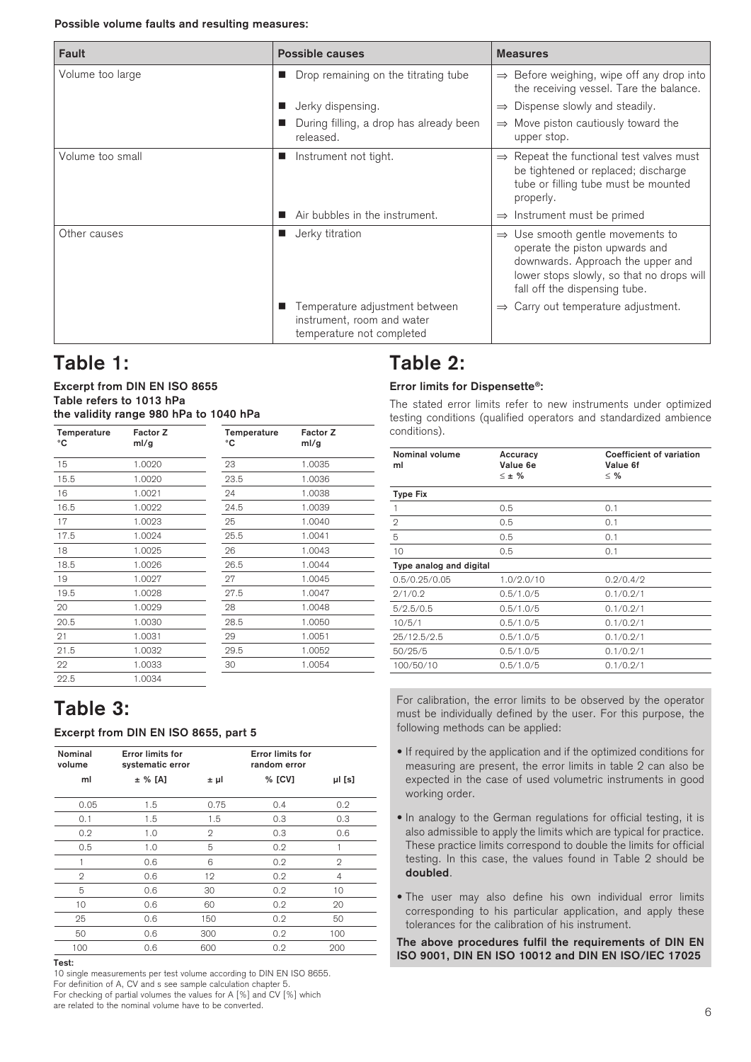**Possible volume faults and resulting measures:**

| Fault | Possible causes | Measures |
|---|---|---|
| Volume too large | ■ Drop remaining on the titrating tube | ⇒ Before weighing, wipe off any drop into the receiving vessel. Tare the balance. |
| | ■ Jerky dispensing. | ⇒ Dispense slowly and steadily. |
| | ■ During filling, a drop has already been released. | ⇒ Move piston cautiously toward the upper stop. |
| Volume too small | ■ Instrument not tight. | ⇒ Repeat the functional test valves must be tightened or replaced; discharge tube or filling tube must be mounted properly. |
| | ■ Air bubbles in the instrument. | ⇒ Instrument must be primed |
| Other causes | ■ Jerky titration | ⇒ Use smooth gentle movements to operate the piston upwards and downwards. Approach the upper and lower stops slowly, so that no drops will fall off the dispensing tube. |
| | ■ Temperature adjustment between instrument, room and water temperature not completed | ⇒ Carry out temperature adjustment. |

# Table 1:

**Excerpt from DIN EN ISO 8655**
**Table refers to 1013 hPa**
**the validity range 980 hPa to 1040 hPa**

| Temperature °C | Factor Z ml/g | Temperature °C | Factor Z ml/g |
|---|---|---|---|
| 15 | 1.0020 | 23 | 1.0035 |
| 15.5 | 1.0020 | 23.5 | 1.0036 |
| 16 | 1.0021 | 24 | 1.0038 |
| 16.5 | 1.0022 | 24.5 | 1.0039 |
| 17 | 1.0023 | 25 | 1.0040 |
| 17.5 | 1.0024 | 25.5 | 1.0041 |
| 18 | 1.0025 | 26 | 1.0043 |
| 18.5 | 1.0026 | 26.5 | 1.0044 |
| 19 | 1.0027 | 27 | 1.0045 |
| 19.5 | 1.0028 | 27.5 | 1.0047 |
| 20 | 1.0029 | 28 | 1.0048 |
| 20.5 | 1.0030 | 28.5 | 1.0050 |
| 21 | 1.0031 | 29 | 1.0051 |
| 21.5 | 1.0032 | 29.5 | 1.0052 |
| 22 | 1.0033 | 30 | 1.0054 |
| 22.5 | 1.0034 | | |

# Table 2:

**Error limits for Dispensette®:**

The stated error limits refer to new instruments under optimized testing conditions (qualified operators and standardized ambience conditions).

| Nominal volume ml | Accuracy Value 6e ≤ ± % | Coefficient of variation Value 6f ≤ % |
|---|---|---|
| **Type Fix** | | |
| 1 | 0.5 | 0.1 |
| 2 | 0.5 | 0.1 |
| 5 | 0.5 | 0.1 |
| 10 | 0.5 | 0.1 |
| **Type analog and digital** | | |
| 0.5/0.25/0.05 | 1.0/2.0/10 | 0.2/0.4/2 |
| 2/1/0.2 | 0.5/1.0/5 | 0.1/0.2/1 |
| 5/2.5/0.5 | 0.5/1.0/5 | 0.1/0.2/1 |
| 10/5/1 | 0.5/1.0/5 | 0.1/0.2/1 |
| 25/12.5/2.5 | 0.5/1.0/5 | 0.1/0.2/1 |
| 50/25/5 | 0.5/1.0/5 | 0.1/0.2/1 |
| 100/50/10 | 0.5/1.0/5 | 0.1/0.2/1 |

# Table 3:

**Excerpt from DIN EN ISO 8655, part 5**

| Nominal volume | Error limits for systematic error | | Error limits for random error | |
|---|---|---|---|---|
| ml | ± % [A] | ± µl | % [CV] | µl [s] |
| 0.05 | 1.5 | 0.75 | 0.4 | 0.2 |
| 0.1 | 1.5 | 1.5 | 0.3 | 0.3 |
| 0.2 | 1.0 | 2 | 0.3 | 0.6 |
| 0.5 | 1.0 | 5 | 0.2 | 1 |
| 1 | 0.6 | 6 | 0.2 | 2 |
| 2 | 0.6 | 12 | 0.2 | 4 |
| 5 | 0.6 | 30 | 0.2 | 10 |
| 10 | 0.6 | 60 | 0.2 | 20 |
| 25 | 0.6 | 150 | 0.2 | 50 |
| 50 | 0.6 | 300 | 0.2 | 100 |
| 100 | 0.6 | 600 | 0.2 | 200 |

**Test:**
10 single measurements per test volume according to DIN EN ISO 8655.
For definition of A, CV and s see sample calculation chapter 5.
For checking of partial volumes the values for A [%] and CV [%] which are related to the nominal volume have to be converted.

For calibration, the error limits to be observed by the operator must be individually defined by the user. For this purpose, the following methods can be applied:

- If required by the application and if the optimized conditions for measuring are present, the error limits in table 2 can also be expected in the case of used volumetric instruments in good working order.
- In analogy to the German regulations for official testing, it is also admissible to apply the limits which are typical for practice. These practice limits correspond to double the limits for official testing. In this case, the values found in Table 2 should be **doubled**.
- The user may also define his own individual error limits corresponding to his particular application, and apply these tolerances for the calibration of his instrument.

**The above procedures fulfil the requirements of DIN EN ISO 9001, DIN EN ISO 10012 and DIN EN ISO/IEC 17025**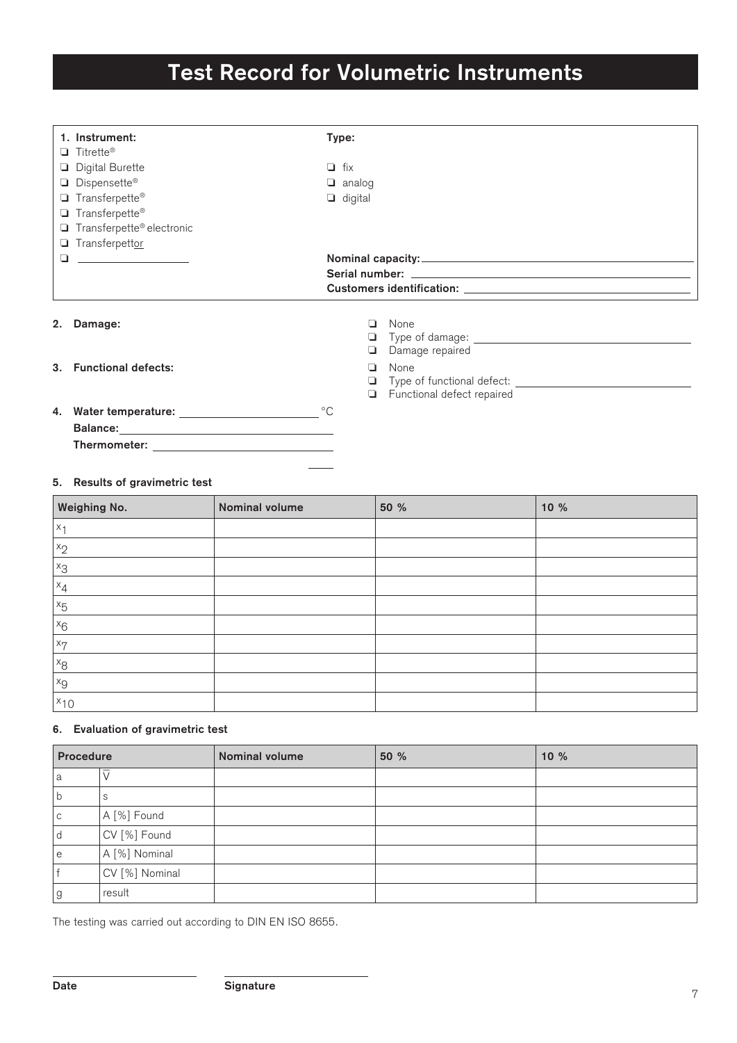# Test Record for Volumetric Instruments

**1. Instrument:**

- ❑ Titrette®
- ❑ Digital Burette
- ❑ Dispensette®
- ❑ Transferpette®
- ❑ Transferpette®
- ❑ Transferpette® electronic
- ❑ Transferpettor
- ❑ ________________

**Type:**

- ❑ fix
- ❑ analog
- ❑ digital

**Nominal capacity:** ________________

**Serial number:** ________________

**Customers identification:** ________________

**2. Damage:**

- ❑ None
- ❑ Type of damage: ________________
- ❑ Damage repaired

**3. Functional defects:**

- ❑ None
- ❑ Type of functional defect: ________________
- ❑ Functional defect repaired

**4. Water temperature:** ________________ °C

**Balance:** ________________

**Thermometer:** ________________

**5. Results of gravimetric test**

| Weighing No. | Nominal volume | 50 % | 10 % |
|---|---|---|---|
| $x_1$ | | | |
| $x_2$ | | | |
| $x_3$ | | | |
| $x_4$ | | | |
| $x_5$ | | | |
| $x_6$ | | | |
| $x_7$ | | | |
| $x_8$ | | | |
| $x_9$ | | | |
| $x_{10}$ | | | |

**6. Evaluation of gravimetric test**

| Procedure | | Nominal volume | 50 % | 10 % |
|---|---|---|---|---|
| a | $\overline{V}$ | | | |
| b | s | | | |
| c | A [%] Found | | | |
| d | CV [%] Found | | | |
| e | A [%] Nominal | | | |
| f | CV [%] Nominal | | | |
| g | result | | | |

The testing was carried out according to DIN EN ISO 8655.

________________ ________________

**Date** **Signature**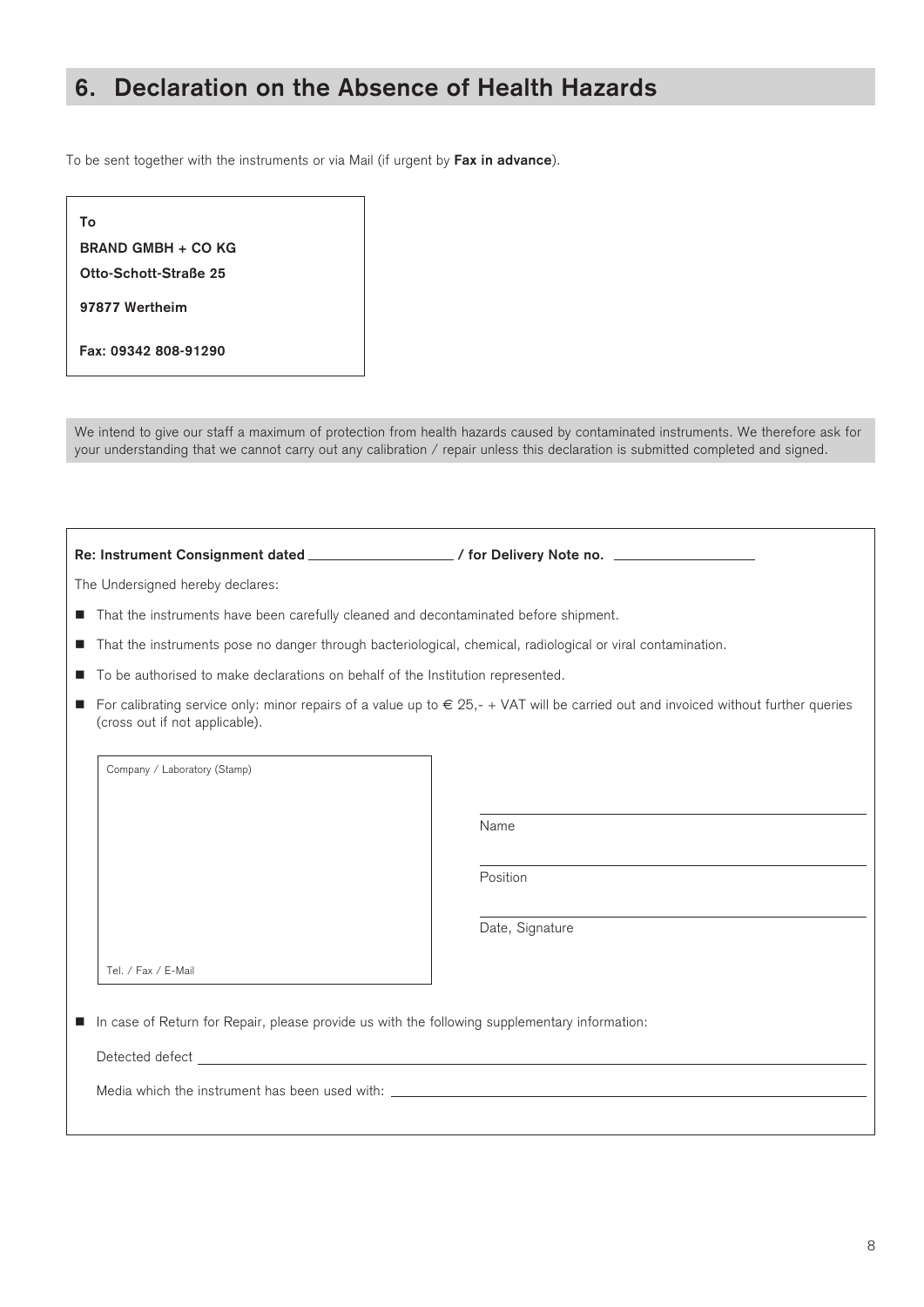## 6. Declaration on the Absence of Health Hazards

To be sent together with the instruments or via Mail (if urgent by **Fax in advance**).

**To**

**BRAND GMBH + CO KG**

**Otto-Schott-Straße 25**

**97877 Wertheim**

**Fax: 09342 808-91290**

We intend to give our staff a maximum of protection from health hazards caused by contaminated instruments. We therefore ask for your understanding that we cannot carry out any calibration / repair unless this declaration is submitted completed and signed.

**Re: Instrument Consignment dated \_\_\_\_\_\_\_\_\_\_\_\_\_\_\_\_\_\_ / for Delivery Note no. \_\_\_\_\_\_\_\_\_\_\_\_\_\_\_\_\_\_**

The Undersigned hereby declares:

- That the instruments have been carefully cleaned and decontaminated before shipment.
- That the instruments pose no danger through bacteriological, chemical, radiological or viral contamination.
- To be authorised to make declarations on behalf of the Institution represented.
- For calibrating service only: minor repairs of a value up to € 25,- + VAT will be carried out and invoiced without further queries (cross out if not applicable).

Company / Laboratory (Stamp)

Tel. / Fax / E-Mail

\_\_\_\_\_\_\_\_\_\_\_\_\_\_\_\_\_\_\_\_\_\_\_\_\_\_\_\_\_\_
Name

\_\_\_\_\_\_\_\_\_\_\_\_\_\_\_\_\_\_\_\_\_\_\_\_\_\_\_\_\_\_
Position

\_\_\_\_\_\_\_\_\_\_\_\_\_\_\_\_\_\_\_\_\_\_\_\_\_\_\_\_\_\_
Date, Signature

- In case of Return for Repair, please provide us with the following supplementary information:

  Detected defect \_\_\_\_\_\_\_\_\_\_\_\_\_\_\_\_\_\_\_\_\_\_\_\_\_\_\_\_\_\_

  Media which the instrument has been used with: \_\_\_\_\_\_\_\_\_\_\_\_\_\_\_\_\_\_\_\_\_\_\_\_\_\_\_\_\_\_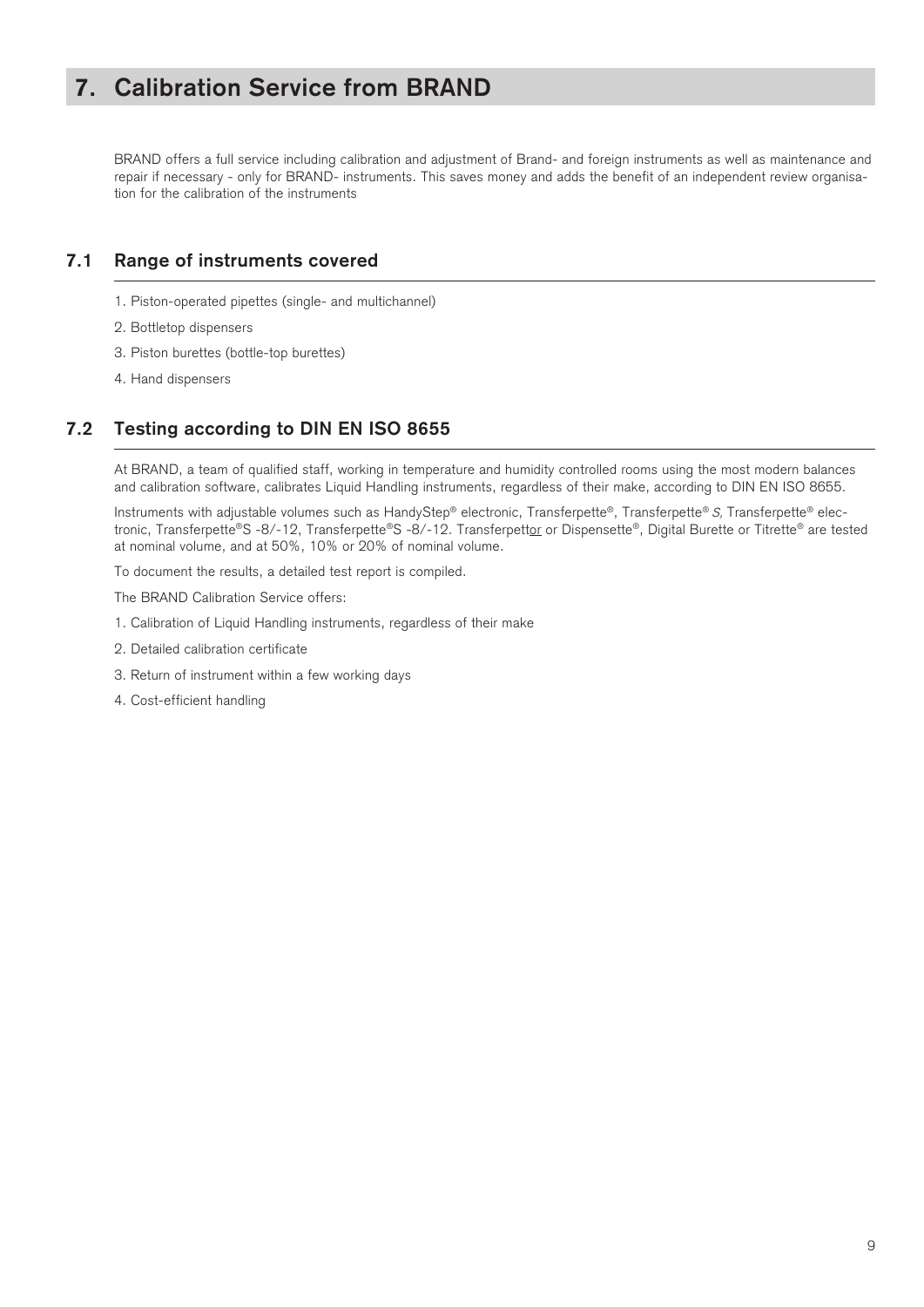# 7. Calibration Service from BRAND

BRAND offers a full service including calibration and adjustment of Brand- and foreign instruments as well as maintenance and repair if necessary - only for BRAND- instruments. This saves money and adds the benefit of an independent review organisation for the calibration of the instruments

## 7.1 Range of instruments covered

1. Piston-operated pipettes (single- and multichannel)
2. Bottletop dispensers
3. Piston burettes (bottle-top burettes)
4. Hand dispensers

## 7.2 Testing according to DIN EN ISO 8655

At BRAND, a team of qualified staff, working in temperature and humidity controlled rooms using the most modern balances and calibration software, calibrates Liquid Handling instruments, regardless of their make, according to DIN EN ISO 8655.

Instruments with adjustable volumes such as HandyStep® electronic, Transferpette®, Transferpette® *S*, Transferpette® electronic, Transferpette®S -8/-12, Transferpette®S -8/-12. Transferpettor or Dispensette®, Digital Burette or Titrette® are tested at nominal volume, and at 50%, 10% or 20% of nominal volume.

To document the results, a detailed test report is compiled.

The BRAND Calibration Service offers:

1. Calibration of Liquid Handling instruments, regardless of their make
2. Detailed calibration certificate
3. Return of instrument within a few working days
4. Cost-efficient handling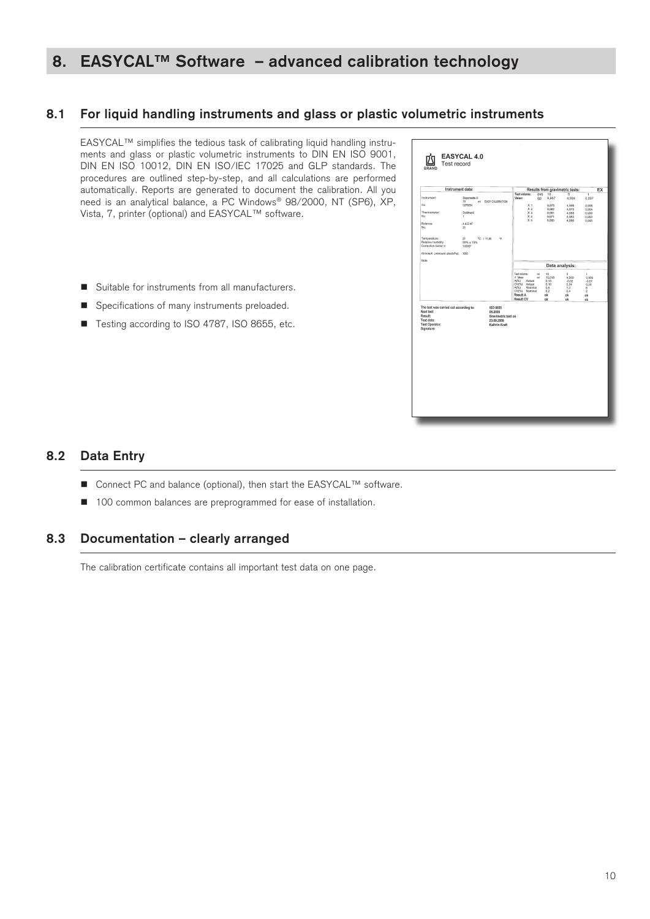# 8. EASYCAL™ Software – advanced calibration technology

## 8.1 For liquid handling instruments and glass or plastic volumetric instruments

EASYCAL™ simplifies the tedious task of calibrating liquid handling instruments and glass or plastic volumetric instruments to DIN EN ISO 9001, DIN EN ISO 10012, DIN EN ISO/IEC 17025 and GLP standards. The procedures are outlined step-by-step, and all calculations are performed automatically. Reports are generated to document the calibration. All you need is an analytical balance, a PC Windows® 98/2000, NT (SP6), XP, Vista, 7, printer (optional) and EASYCAL™ software.

- Suitable for instruments from all manufacturers.
- Specifications of many instruments preloaded.
- Testing according to ISO 4787, ISO 8655, etc.

## 8.2 Data Entry

- Connect PC and balance (optional), then start the EASYCAL™ software.
- 100 common balances are preprogrammed for ease of installation.

## 8.3 Documentation – clearly arranged

The calibration certificate contains all important test data on one page.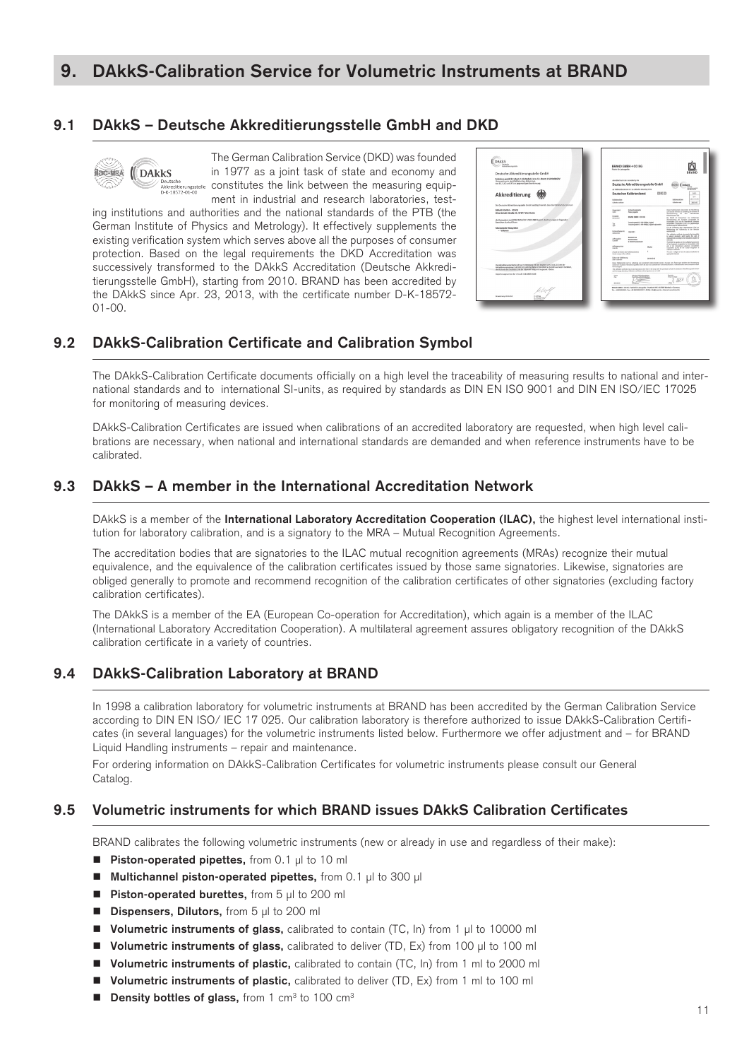# 9. DAkkS-Calibration Service for Volumetric Instruments at BRAND

## 9.1 DAkkS – Deutsche Akkreditierungsstelle GmbH and DKD

The German Calibration Service (DKD) was founded in 1977 as a joint task of state and economy and constitutes the link between the measuring equipment in industrial and research laboratories, testing institutions and authorities and the national standards of the PTB (the German Institute of Physics and Metrology). It effectively supplements the existing verification system which serves above all the purposes of consumer protection. Based on the legal requirements the DKD Accreditation was successively transformed to the DAkkS Accreditation (Deutsche Akkreditierungsstelle GmbH), starting from 2010. BRAND has been accredited by the DAkkS since Apr. 23, 2013, with the certificate number D-K-18572-01-00.

## 9.2 DAkkS-Calibration Certificate and Calibration Symbol

The DAkkS-Calibration Certificate documents officially on a high level the traceability of measuring results to national and international standards and to international SI-units, as required by standards as DIN EN ISO 9001 and DIN EN ISO/IEC 17025 for monitoring of measuring devices.

DAkkS-Calibration Certificates are issued when calibrations of an accredited laboratory are requested, when high level calibrations are necessary, when national and international standards are demanded and when reference instruments have to be calibrated.

## 9.3 DAkkS – A member in the International Accreditation Network

DAkkS is a member of the **International Laboratory Accreditation Cooperation (ILAC),** the highest level international institution for laboratory calibration, and is a signatory to the MRA – Mutual Recognition Agreements.

The accreditation bodies that are signatories to the ILAC mutual recognition agreements (MRAs) recognize their mutual equivalence, and the equivalence of the calibration certificates issued by those same signatories. Likewise, signatories are obliged generally to promote and recommend recognition of the calibration certificates of other signatories (excluding factory calibration certificates).

The DAkkS is a member of the EA (European Co-operation for Accreditation), which again is a member of the ILAC (International Laboratory Accreditation Cooperation). A multilateral agreement assures obligatory recognition of the DAkkS calibration certificate in a variety of countries.

## 9.4 DAkkS-Calibration Laboratory at BRAND

In 1998 a calibration laboratory for volumetric instruments at BRAND has been accredited by the German Calibration Service according to DIN EN ISO/ IEC 17 025. Our calibration laboratory is therefore authorized to issue DAkkS-Calibration Certificates (in several languages) for the volumetric instruments listed below. Furthermore we offer adjustment and – for BRAND Liquid Handling instruments – repair and maintenance.

For ordering information on DAkkS-Calibration Certificates for volumetric instruments please consult our General Catalog.

## 9.5 Volumetric instruments for which BRAND issues DAkkS Calibration Certificates

BRAND calibrates the following volumetric instruments (new or already in use and regardless of their make):

- **Piston-operated pipettes,** from 0.1 µl to 10 ml
- **Multichannel piston-operated pipettes,** from 0.1 µl to 300 µl
- **Piston-operated burettes,** from 5 µl to 200 ml
- **Dispensers, Dilutors,** from 5 µl to 200 ml
- **Volumetric instruments of glass,** calibrated to contain (TC, In) from 1 µl to 10000 ml
- **Volumetric instruments of glass,** calibrated to deliver (TD, Ex) from 100 µl to 100 ml
- **Volumetric instruments of plastic,** calibrated to contain (TC, In) from 1 ml to 2000 ml
- **Volumetric instruments of plastic,** calibrated to deliver (TD, Ex) from 1 ml to 100 ml
- **Density bottles of glass,** from 1 cm³ to 100 cm³